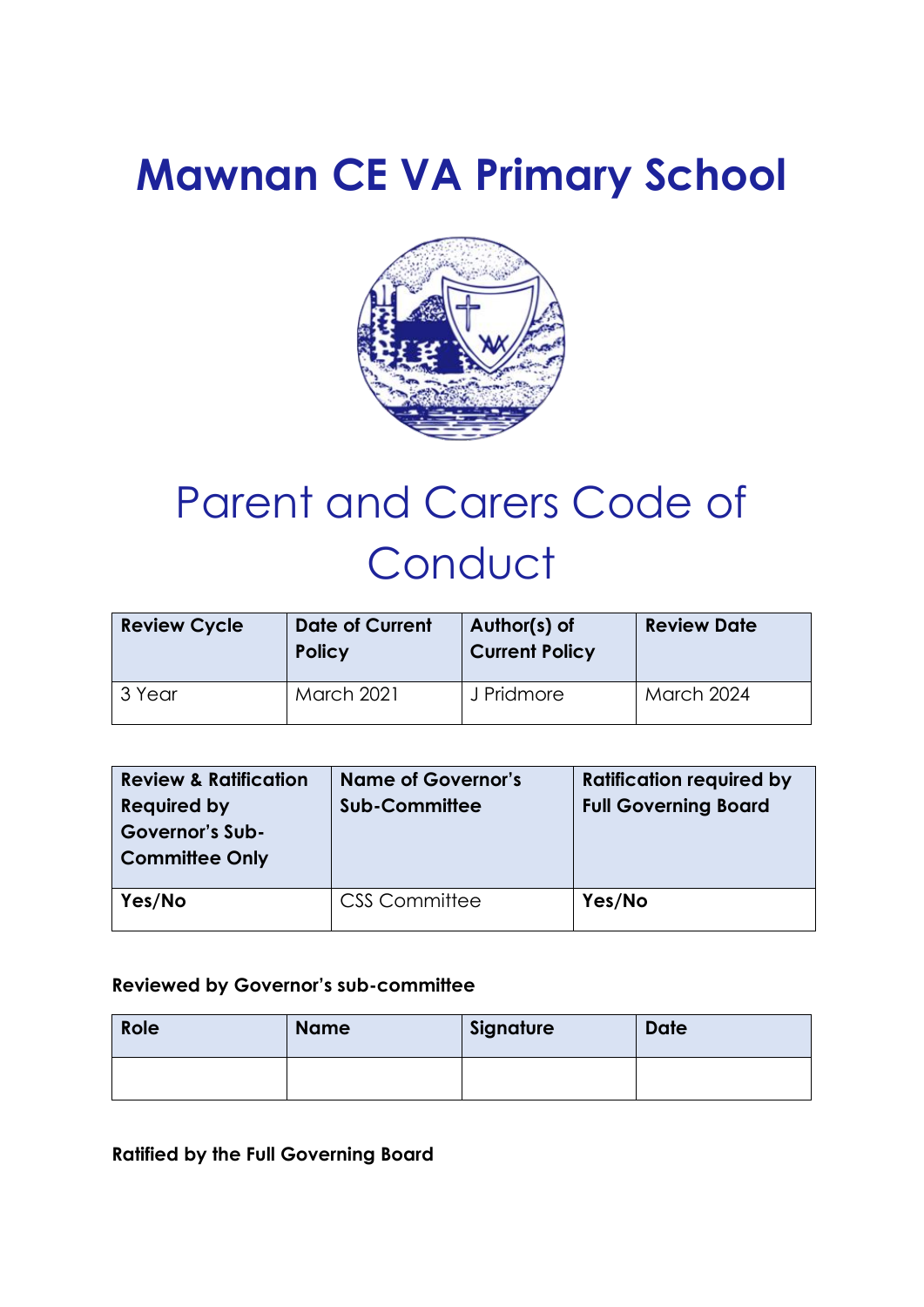# Mawnan CE VA Primary School

## Parent and Carers Code of Conduct

| Review Cycle | Date of Current Policy | Author(s) of Current Policy | Review Date |
|---|---|---|---|
| 3 Year | March 2021 | J Pridmore | March 2024 |

| Review & Ratification Required by Governor's Sub-Committee Only | Name of Governor's Sub-Committee | Ratification required by Full Governing Board |
|---|---|---|
| **Yes/No** | CSS Committee | **Yes/No** |

**Reviewed by Governor's sub-committee**

| Role | Name | Signature | Date |
|---|---|---|---|
| | | | |

**Ratified by the Full Governing Board**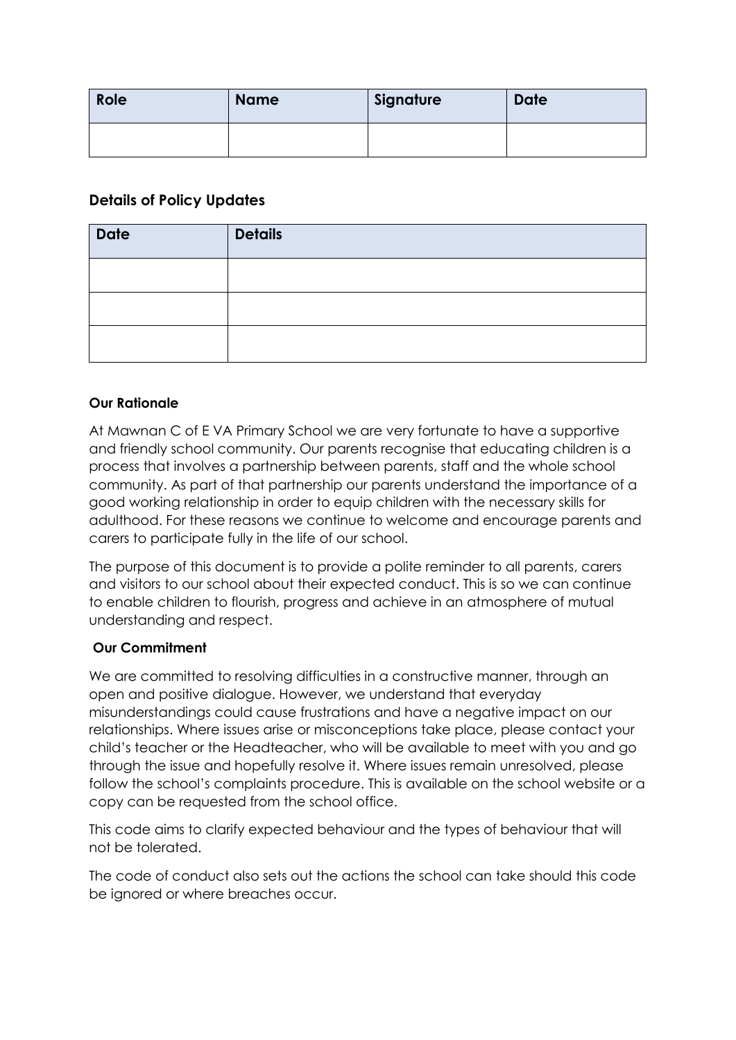| Role | Name | Signature | Date |
| --- | --- | --- | --- |
| | | | |

## Details of Policy Updates

| Date | Details |
| --- | --- |
| | |
| | |
| | |

**Our Rationale**

At Mawnan C of E VA Primary School we are very fortunate to have a supportive and friendly school community. Our parents recognise that educating children is a process that involves a partnership between parents, staff and the whole school community. As part of that partnership our parents understand the importance of a good working relationship in order to equip children with the necessary skills for adulthood. For these reasons we continue to welcome and encourage parents and carers to participate fully in the life of our school.

The purpose of this document is to provide a polite reminder to all parents, carers and visitors to our school about their expected conduct. This is so we can continue to enable children to flourish, progress and achieve in an atmosphere of mutual understanding and respect.

**Our Commitment**

We are committed to resolving difficulties in a constructive manner, through an open and positive dialogue. However, we understand that everyday misunderstandings could cause frustrations and have a negative impact on our relationships. Where issues arise or misconceptions take place, please contact your child's teacher or the Headteacher, who will be available to meet with you and go through the issue and hopefully resolve it. Where issues remain unresolved, please follow the school's complaints procedure. This is available on the school website or a copy can be requested from the school office.

This code aims to clarify expected behaviour and the types of behaviour that will not be tolerated.

The code of conduct also sets out the actions the school can take should this code be ignored or where breaches occur.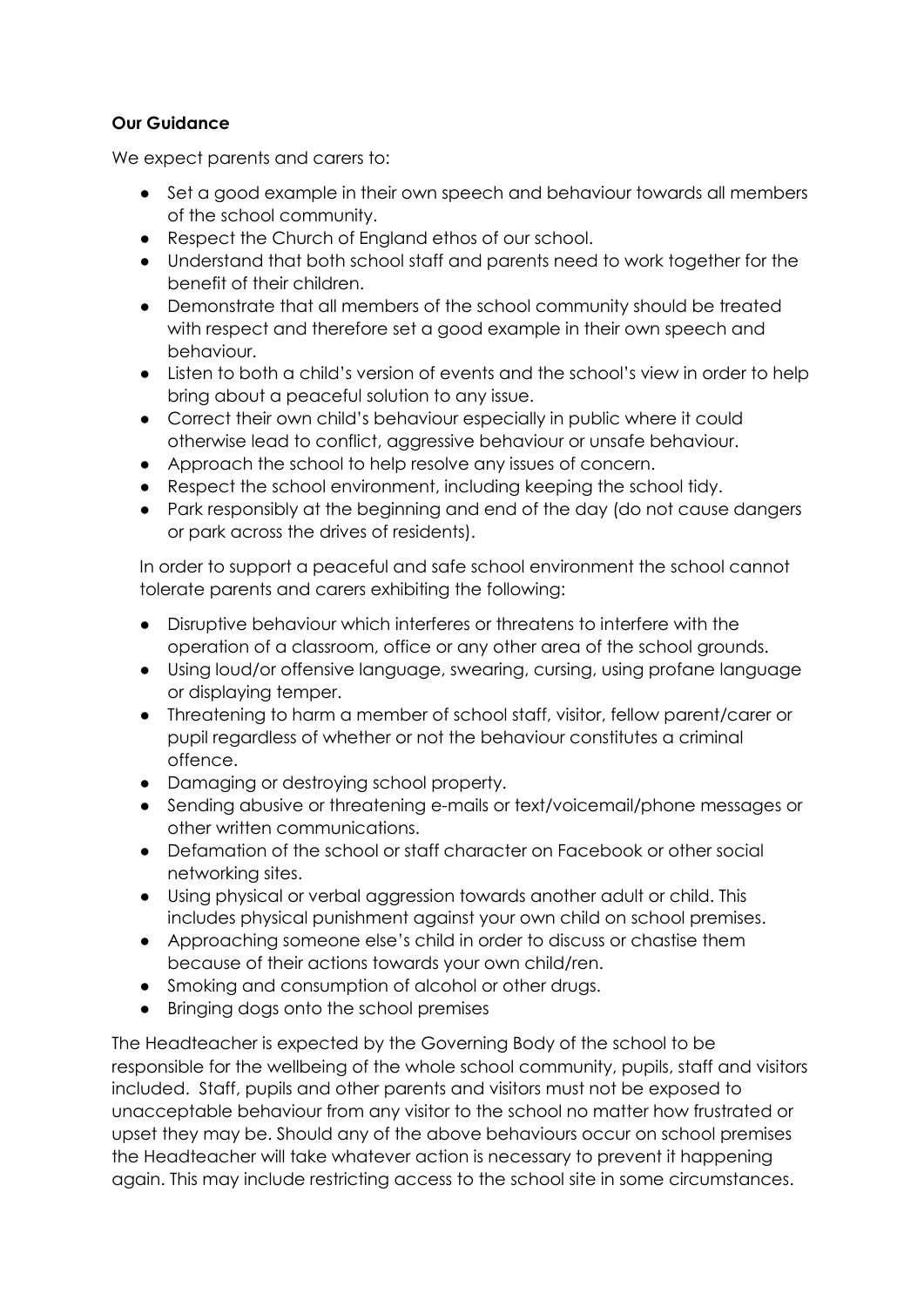**Our Guidance**

We expect parents and carers to:

- Set a good example in their own speech and behaviour towards all members of the school community.
- Respect the Church of England ethos of our school.
- Understand that both school staff and parents need to work together for the benefit of their children.
- Demonstrate that all members of the school community should be treated with respect and therefore set a good example in their own speech and behaviour.
- Listen to both a child's version of events and the school's view in order to help bring about a peaceful solution to any issue.
- Correct their own child's behaviour especially in public where it could otherwise lead to conflict, aggressive behaviour or unsafe behaviour.
- Approach the school to help resolve any issues of concern.
- Respect the school environment, including keeping the school tidy.
- Park responsibly at the beginning and end of the day (do not cause dangers or park across the drives of residents).

In order to support a peaceful and safe school environment the school cannot tolerate parents and carers exhibiting the following:

- Disruptive behaviour which interferes or threatens to interfere with the operation of a classroom, office or any other area of the school grounds.
- Using loud/or offensive language, swearing, cursing, using profane language or displaying temper.
- Threatening to harm a member of school staff, visitor, fellow parent/carer or pupil regardless of whether or not the behaviour constitutes a criminal offence.
- Damaging or destroying school property.
- Sending abusive or threatening e-mails or text/voicemail/phone messages or other written communications.
- Defamation of the school or staff character on Facebook or other social networking sites.
- Using physical or verbal aggression towards another adult or child. This includes physical punishment against your own child on school premises.
- Approaching someone else's child in order to discuss or chastise them because of their actions towards your own child/ren.
- Smoking and consumption of alcohol or other drugs.
- Bringing dogs onto the school premises

The Headteacher is expected by the Governing Body of the school to be responsible for the wellbeing of the whole school community, pupils, staff and visitors included. Staff, pupils and other parents and visitors must not be exposed to unacceptable behaviour from any visitor to the school no matter how frustrated or upset they may be. Should any of the above behaviours occur on school premises the Headteacher will take whatever action is necessary to prevent it happening again. This may include restricting access to the school site in some circumstances.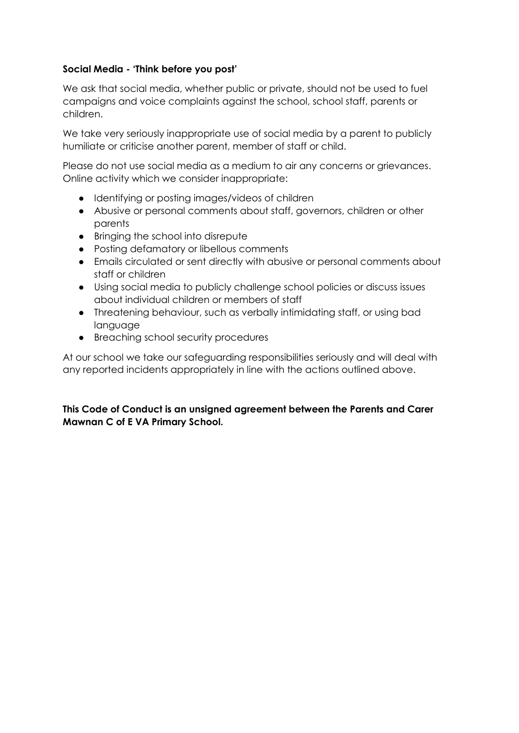**Social Media - 'Think before you post'**

We ask that social media, whether public or private, should not be used to fuel campaigns and voice complaints against the school, school staff, parents or children.

We take very seriously inappropriate use of social media by a parent to publicly humiliate or criticise another parent, member of staff or child.

Please do not use social media as a medium to air any concerns or grievances. Online activity which we consider inappropriate:

- Identifying or posting images/videos of children
- Abusive or personal comments about staff, governors, children or other parents
- Bringing the school into disrepute
- Posting defamatory or libellous comments
- Emails circulated or sent directly with abusive or personal comments about staff or children
- Using social media to publicly challenge school policies or discuss issues about individual children or members of staff
- Threatening behaviour, such as verbally intimidating staff, or using bad language
- Breaching school security procedures

At our school we take our safeguarding responsibilities seriously and will deal with any reported incidents appropriately in line with the actions outlined above.

**This Code of Conduct is an unsigned agreement between the Parents and Carer Mawnan C of E VA Primary School.**